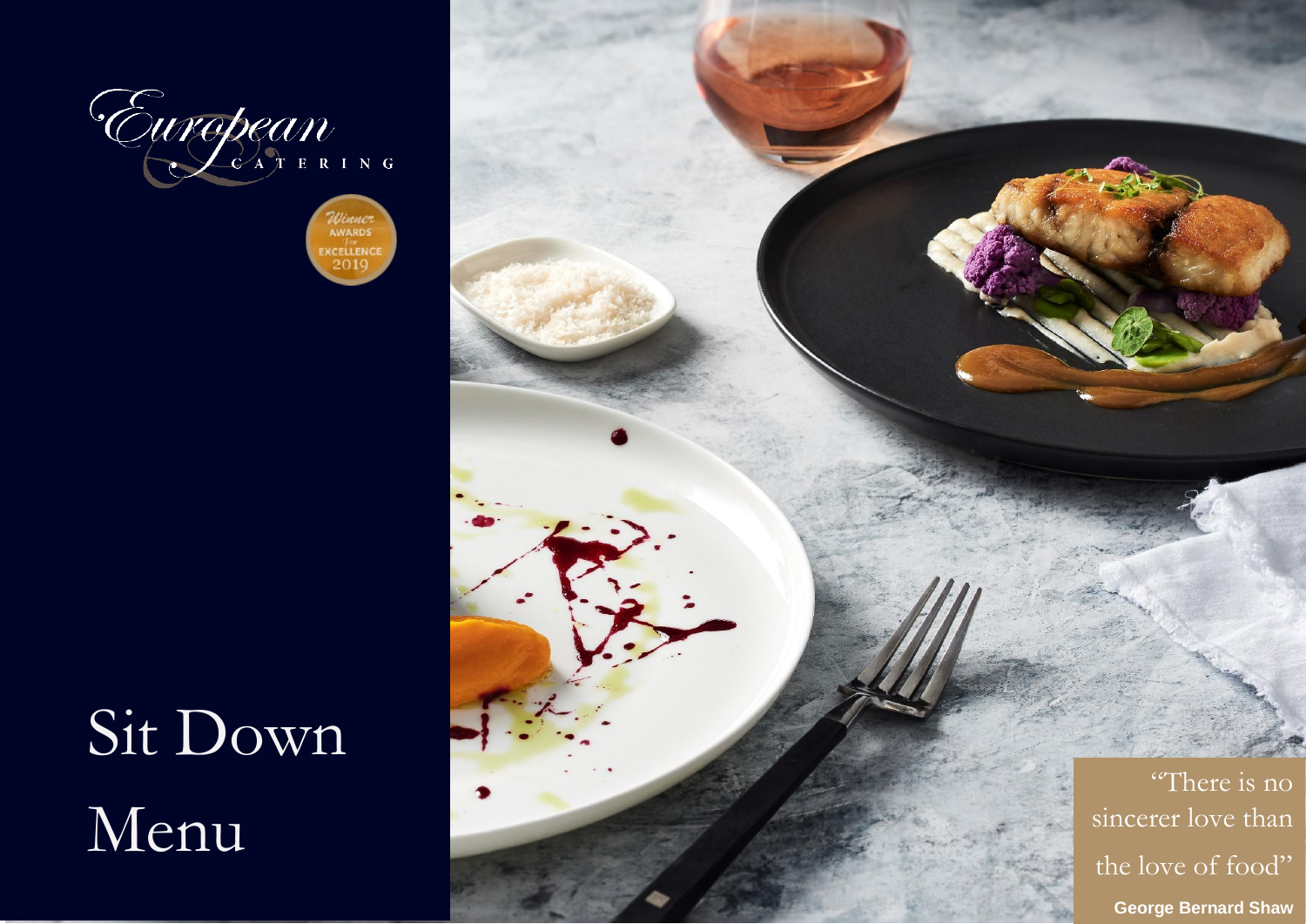European

CATERING

Winner AWARDS for EXCELLENCE 2019

# Sit Down Menu

"There is no sincerer love than the love of food"

**George Bernard Shaw**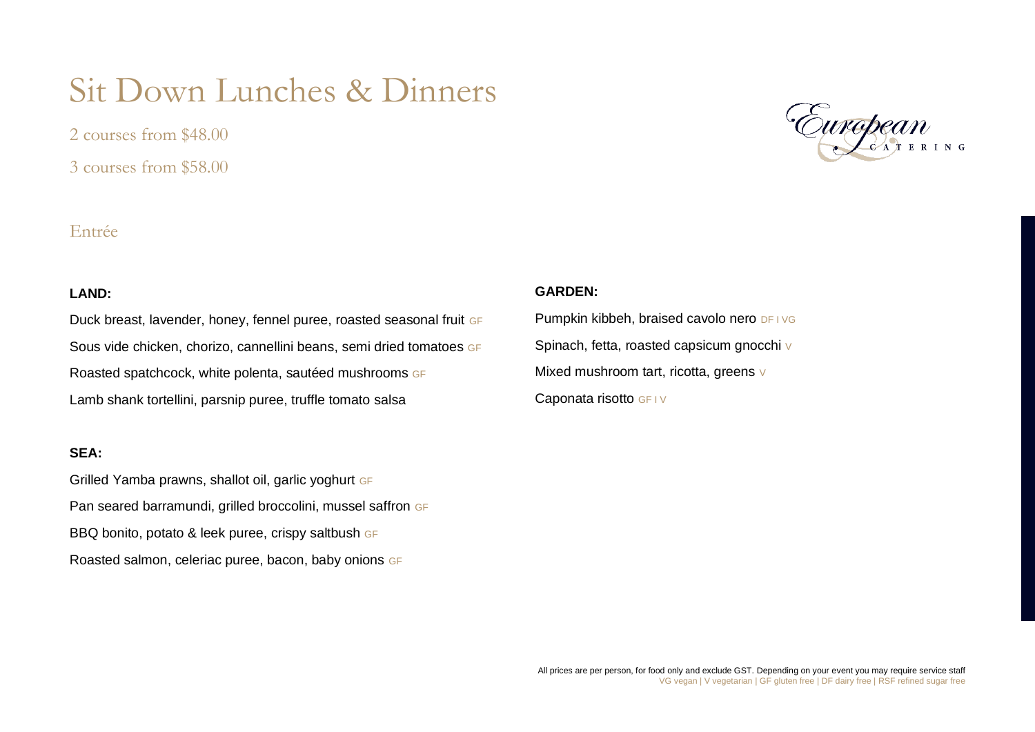# Sit Down Lunches & Dinners

2 courses from $48.00

3 courses from $58.00

## Entrée

**LAND:**

Duck breast, lavender, honey, fennel puree, roasted seasonal fruit GF

Sous vide chicken, chorizo, cannellini beans, semi dried tomatoes GF

Roasted spatchcock, white polenta, sautéed mushrooms GF

Lamb shank tortellini, parsnip puree, truffle tomato salsa

**SEA:**

Grilled Yamba prawns, shallot oil, garlic yoghurt GF

Pan seared barramundi, grilled broccolini, mussel saffron GF

BBQ bonito, potato & leek puree, crispy saltbush GF

Roasted salmon, celeriac puree, bacon, baby onions GF

**GARDEN:**

Pumpkin kibbeh, braised cavolo nero DF I VG

Spinach, fetta, roasted capsicum gnocchi V

Mixed mushroom tart, ricotta, greens V

Caponata risotto GF I V

All prices are per person, for food only and exclude GST. Depending on your event you may require service staff

VG vegan | V vegetarian | GF gluten free | DF dairy free | RSF refined sugar free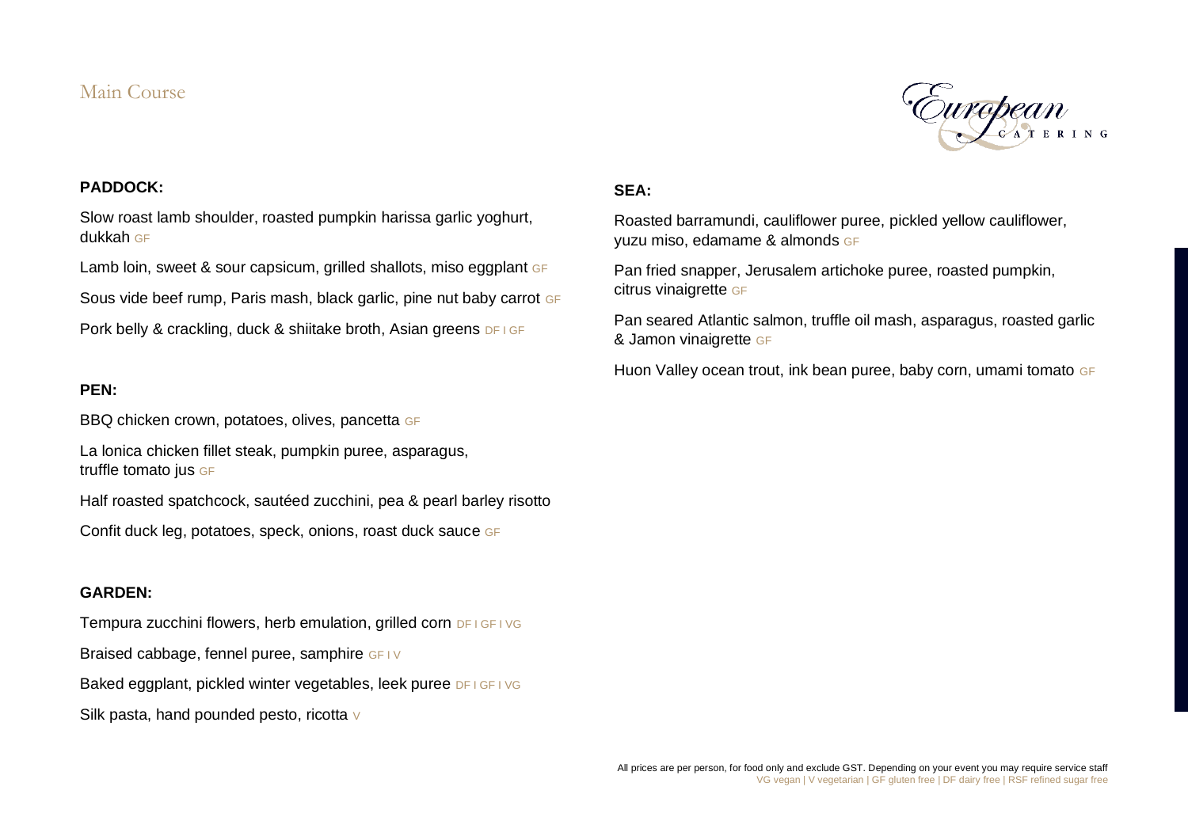# Main Course

European Catering

### PADDOCK:

Slow roast lamb shoulder, roasted pumpkin harissa garlic yoghurt, dukkah GF

Lamb loin, sweet & sour capsicum, grilled shallots, miso eggplant GF

Sous vide beef rump, Paris mash, black garlic, pine nut baby carrot GF

Pork belly & crackling, duck & shiitake broth, Asian greens DF I GF

### PEN:

BBQ chicken crown, potatoes, olives, pancetta GF

La Ionica chicken fillet steak, pumpkin puree, asparagus, truffle tomato jus GF

Half roasted spatchcock, sautéed zucchini, pea & pearl barley risotto

Confit duck leg, potatoes, speck, onions, roast duck sauce GF

### GARDEN:

Tempura zucchini flowers, herb emulation, grilled corn DF I GF I VG

Braised cabbage, fennel puree, samphire GF I V

Baked eggplant, pickled winter vegetables, leek puree DF I GF I VG

Silk pasta, hand pounded pesto, ricotta V

### SEA:

Roasted barramundi, cauliflower puree, pickled yellow cauliflower, yuzu miso, edamame & almonds GF

Pan fried snapper, Jerusalem artichoke puree, roasted pumpkin, citrus vinaigrette GF

Pan seared Atlantic salmon, truffle oil mash, asparagus, roasted garlic & Jamon vinaigrette GF

Huon Valley ocean trout, ink bean puree, baby corn, umami tomato GF

All prices are per person, for food only and exclude GST. Depending on your event you may require service staff
VG vegan | V vegetarian | GF gluten free | DF dairy free | RSF refined sugar free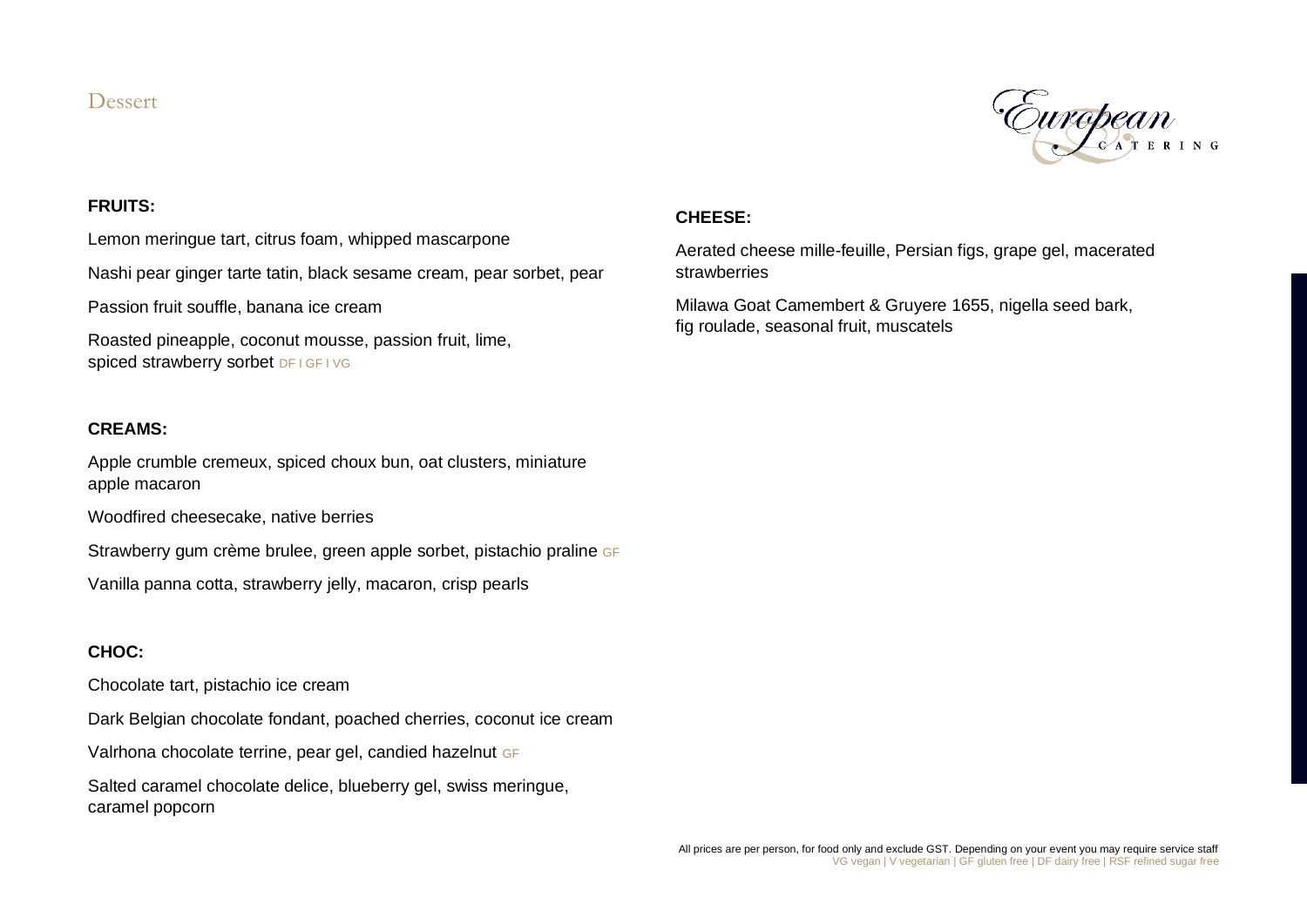# Dessert

European Catering

**FRUITS:**

Lemon meringue tart, citrus foam, whipped mascarpone

Nashi pear ginger tarte tatin, black sesame cream, pear sorbet, pear

Passion fruit souffle, banana ice cream

Roasted pineapple, coconut mousse, passion fruit, lime, spiced strawberry sorbet DF I GF I VG

**CREAMS:**

Apple crumble cremeux, spiced choux bun, oat clusters, miniature apple macaron

Woodfired cheesecake, native berries

Strawberry gum crème brulee, green apple sorbet, pistachio praline GF

Vanilla panna cotta, strawberry jelly, macaron, crisp pearls

**CHOC:**

Chocolate tart, pistachio ice cream

Dark Belgian chocolate fondant, poached cherries, coconut ice cream

Valrhona chocolate terrine, pear gel, candied hazelnut GF

Salted caramel chocolate delice, blueberry gel, swiss meringue, caramel popcorn

**CHEESE:**

Aerated cheese mille-feuille, Persian figs, grape gel, macerated strawberries

Milawa Goat Camembert & Gruyere 1655, nigella seed bark, fig roulade, seasonal fruit, muscatels

All prices are per person, for food only and exclude GST. Depending on your event you may require service staff
VG vegan | V vegetarian | GF gluten free | DF dairy free | RSF refined sugar free